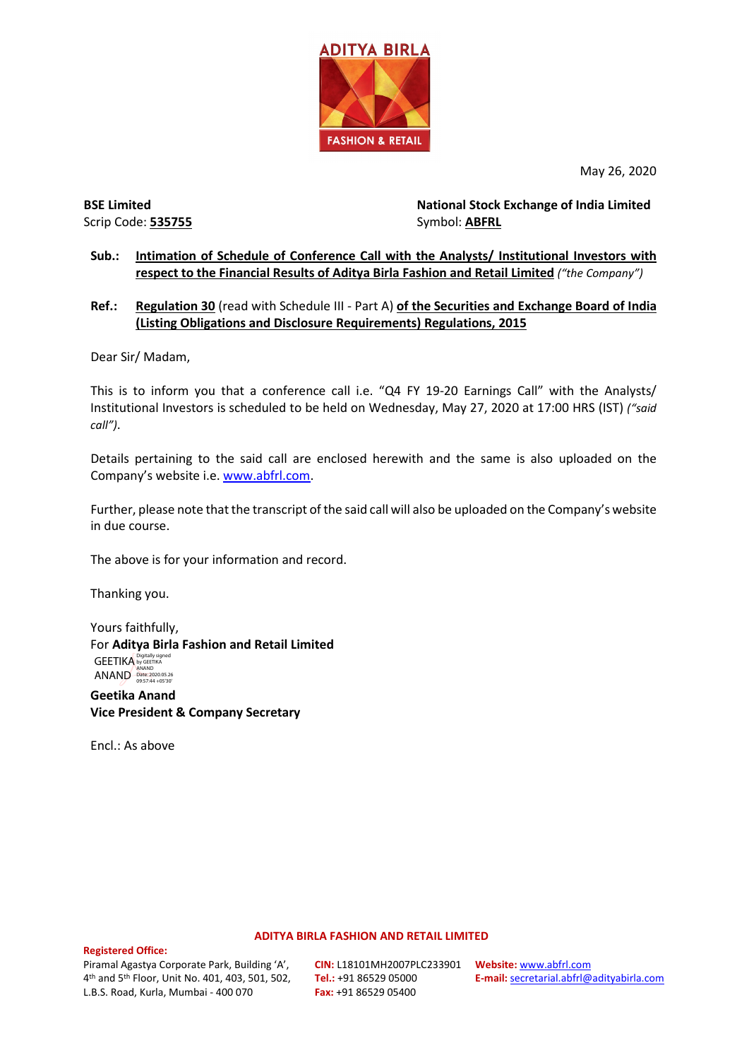May 26, 2020

**BSE Limited**
Scrip Code: **535755**

**National Stock Exchange of India Limited**
Symbol: **ABFRL**

**Sub.:** **Intimation of Schedule of Conference Call with the Analysts/ Institutional Investors with respect to the Financial Results of Aditya Birla Fashion and Retail Limited** *("the Company")*

**Ref.:** **Regulation 30** (read with Schedule III - Part A) **of the Securities and Exchange Board of India (Listing Obligations and Disclosure Requirements) Regulations, 2015**

Dear Sir/ Madam,

This is to inform you that a conference call i.e. "Q4 FY 19-20 Earnings Call" with the Analysts/ Institutional Investors is scheduled to be held on Wednesday, May 27, 2020 at 17:00 HRS (IST) *("said call")*.

Details pertaining to the said call are enclosed herewith and the same is also uploaded on the Company's website i.e. www.abfrl.com.

Further, please note that the transcript of the said call will also be uploaded on the Company's website in due course.

The above is for your information and record.

Thanking you.

Yours faithfully,
For **Aditya Birla Fashion and Retail Limited**

GEETIKA ANAND
Digitally signed by GEETIKA ANAND
Date: 2020.05.26 09:57:44 +05'30'

**Geetika Anand**
**Vice President & Company Secretary**

Encl.: As above

**ADITYA BIRLA FASHION AND RETAIL LIMITED**

**Registered Office:**
Piramal Agastya Corporate Park, Building 'A', 4th and 5th Floor, Unit No. 401, 403, 501, 502, L.B.S. Road, Kurla, Mumbai - 400 070

**CIN:** L18101MH2007PLC233901
**Tel.:** +91 86529 05000
**Fax:** +91 86529 05400

**Website:** www.abfrl.com
**E-mail:** secretarial.abfrl@adityabirla.com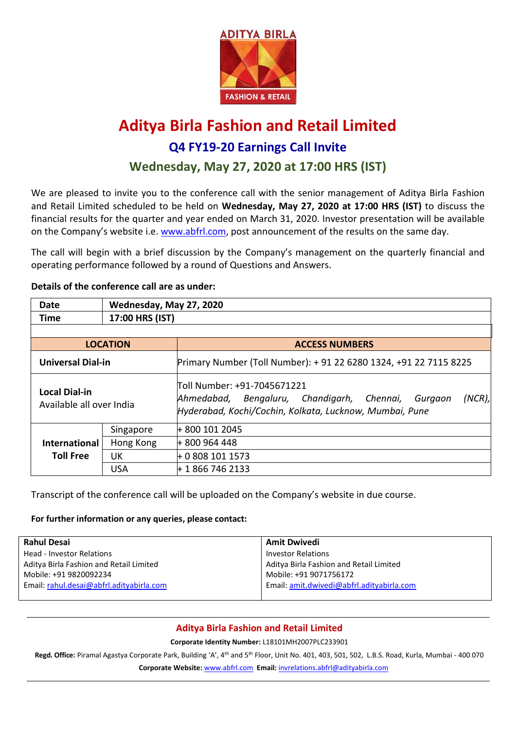# Aditya Birla Fashion and Retail Limited

## Q4 FY19-20 Earnings Call Invite

## Wednesday, May 27, 2020 at 17:00 HRS (IST)

We are pleased to invite you to the conference call with the senior management of Aditya Birla Fashion and Retail Limited scheduled to be held on **Wednesday, May 27, 2020 at 17:00 HRS (IST)** to discuss the financial results for the quarter and year ended on March 31, 2020. Investor presentation will be available on the Company's website i.e. www.abfrl.com, post announcement of the results on the same day.

The call will begin with a brief discussion by the Company's management on the quarterly financial and operating performance followed by a round of Questions and Answers.

**Details of the conference call are as under:**

| | | |
|---|---|---|
| **Date** | **Wednesday, May 27, 2020** | |
| **Time** | **17:00 HRS (IST)** | |
| **LOCATION** | | **ACCESS NUMBERS** |
| **Universal Dial-in** | | Primary Number (Toll Number): + 91 22 6280 1324, +91 22 7115 8225 |
| **Local Dial-in** Available all over India | | Toll Number: +91-7045671221 *Ahmedabad, Bengaluru, Chandigarh, Chennai, Gurgaon (NCR), Hyderabad, Kochi/Cochin, Kolkata, Lucknow, Mumbai, Pune* |
| **International Toll Free** | Singapore | + 800 101 2045 |
| | Hong Kong | + 800 964 448 |
| | UK | + 0 808 101 1573 |
| | USA | + 1 866 746 2133 |

Transcript of the conference call will be uploaded on the Company's website in due course.

**For further information or any queries, please contact:**

| | |
|---|---|
| **Rahul Desai** | **Amit Dwivedi** |
| Head - Investor Relations | Investor Relations |
| Aditya Birla Fashion and Retail Limited | Aditya Birla Fashion and Retail Limited |
| Mobile: +91 9820092234 | Mobile: +91 9071756172 |
| Email: rahul.desai@abfrl.adityabirla.com | Email: amit.dwivedi@abfrl.adityabirla.com |

**Aditya Birla Fashion and Retail Limited**

**Corporate Identity Number:** L18101MH2007PLC233901

**Regd. Office:** Piramal Agastya Corporate Park, Building 'A', 4th and 5th Floor, Unit No. 401, 403, 501, 502, L.B.S. Road, Kurla, Mumbai - 400 070

**Corporate Website:** www.abfrl.com **Email:** invrelations.abfrl@adityabirla.com